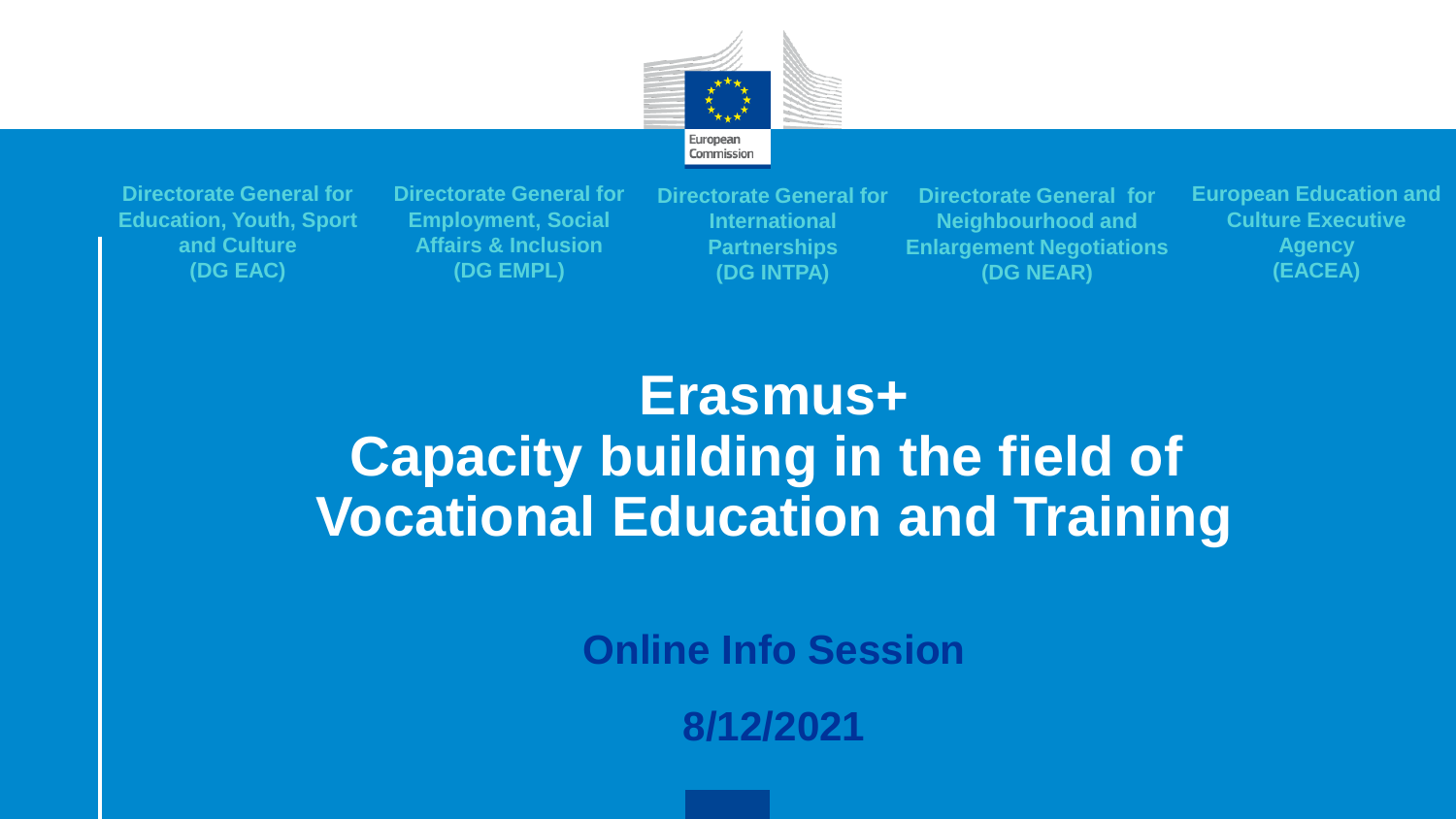European Commission

Directorate General for Education, Youth, Sport and Culture (DG EAC)

Directorate General for Employment, Social Affairs & Inclusion (DG EMPL)

Directorate General for International Partnerships (DG INTPA)

Directorate General for Neighbourhood and Enlargement Negotiations (DG NEAR)

European Education and Culture Executive Agency (EACEA)

# Erasmus+ Capacity building in the field of Vocational Education and Training

**Online Info Session**

**8/12/2021**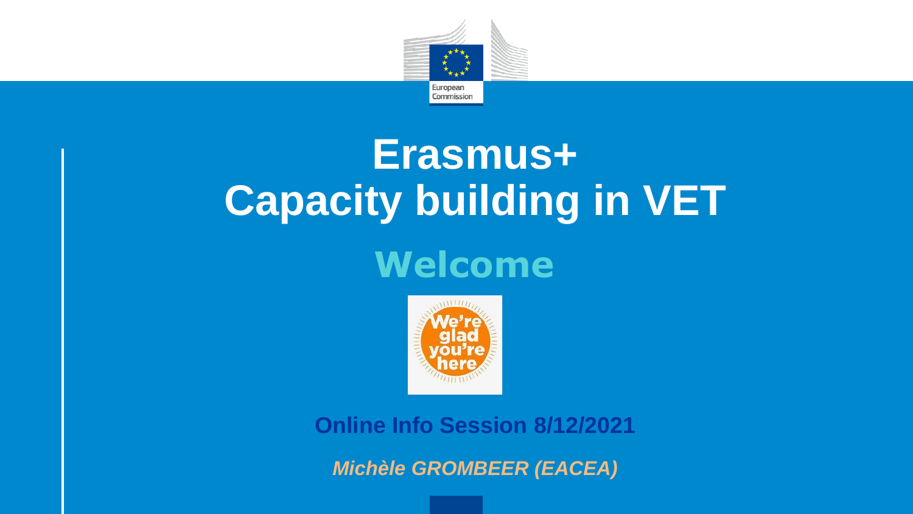# Erasmus+
# Capacity building in VET

## Welcome

**Online Info Session 8/12/2021**

***Michèle GROMBEER (EACEA)***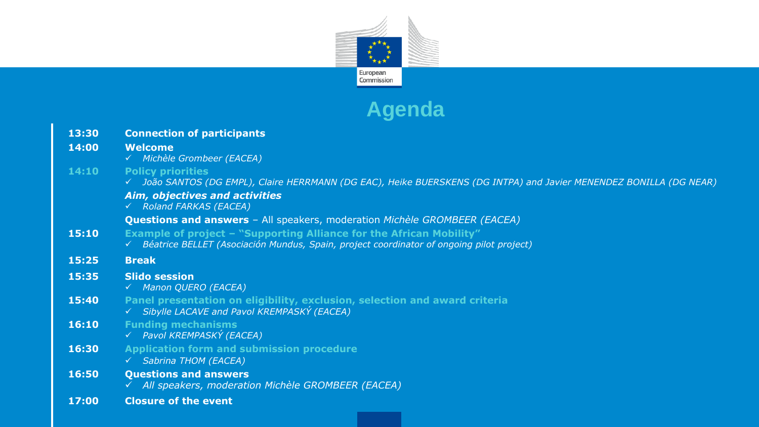# Agenda

**13:30** **Connection of participants**

**14:00** **Welcome**

- ✓ *Michèle Grombeer (EACEA)*

**14:10** **Policy priorities**

- ✓ *João SANTOS (DG EMPL), Claire HERRMANN (DG EAC), Heike BUERSKENS (DG INTPA) and Javier MENENDEZ BONILLA (DG NEAR)*

***Aim, objectives and activities***

- ✓ *Roland FARKAS (EACEA)*

**Questions and answers** – All speakers, moderation *Michèle GROMBEER (EACEA)*

**15:10** **Example of project – "Supporting Alliance for the African Mobility"**

- ✓ *Béatrice BELLET (Asociación Mundus, Spain, project coordinator of ongoing pilot project)*

**15:25** **Break**

**15:35** **Slido session**

- ✓ *Manon QUERO (EACEA)*

**15:40** **Panel presentation on eligibility, exclusion, selection and award criteria**

- ✓ *Sibylle LACAVE and Pavol KREMPASKÝ (EACEA)*

**16:10** **Funding mechanisms**

- ✓ *Pavol KREMPASKÝ (EACEA)*

**16:30** **Application form and submission procedure**

- ✓ *Sabrina THOM (EACEA)*

**16:50** **Questions and answers**

- ✓ *All speakers, moderation Michèle GROMBEER (EACEA)*

**17:00** **Closure of the event**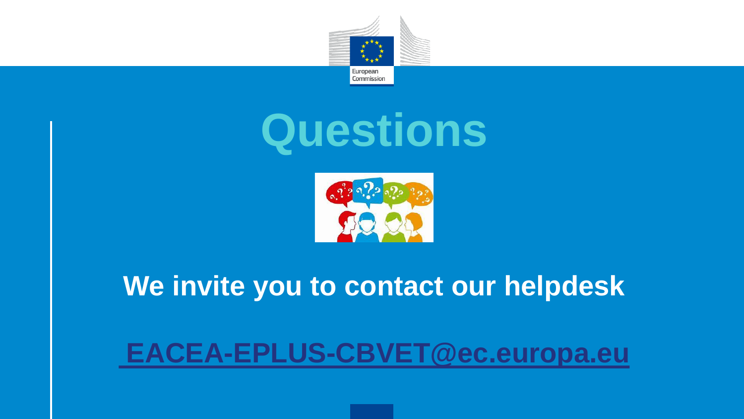# Questions

We invite you to contact our helpdesk

**EACEA-EPLUS-CBVET@ec.europa.eu**